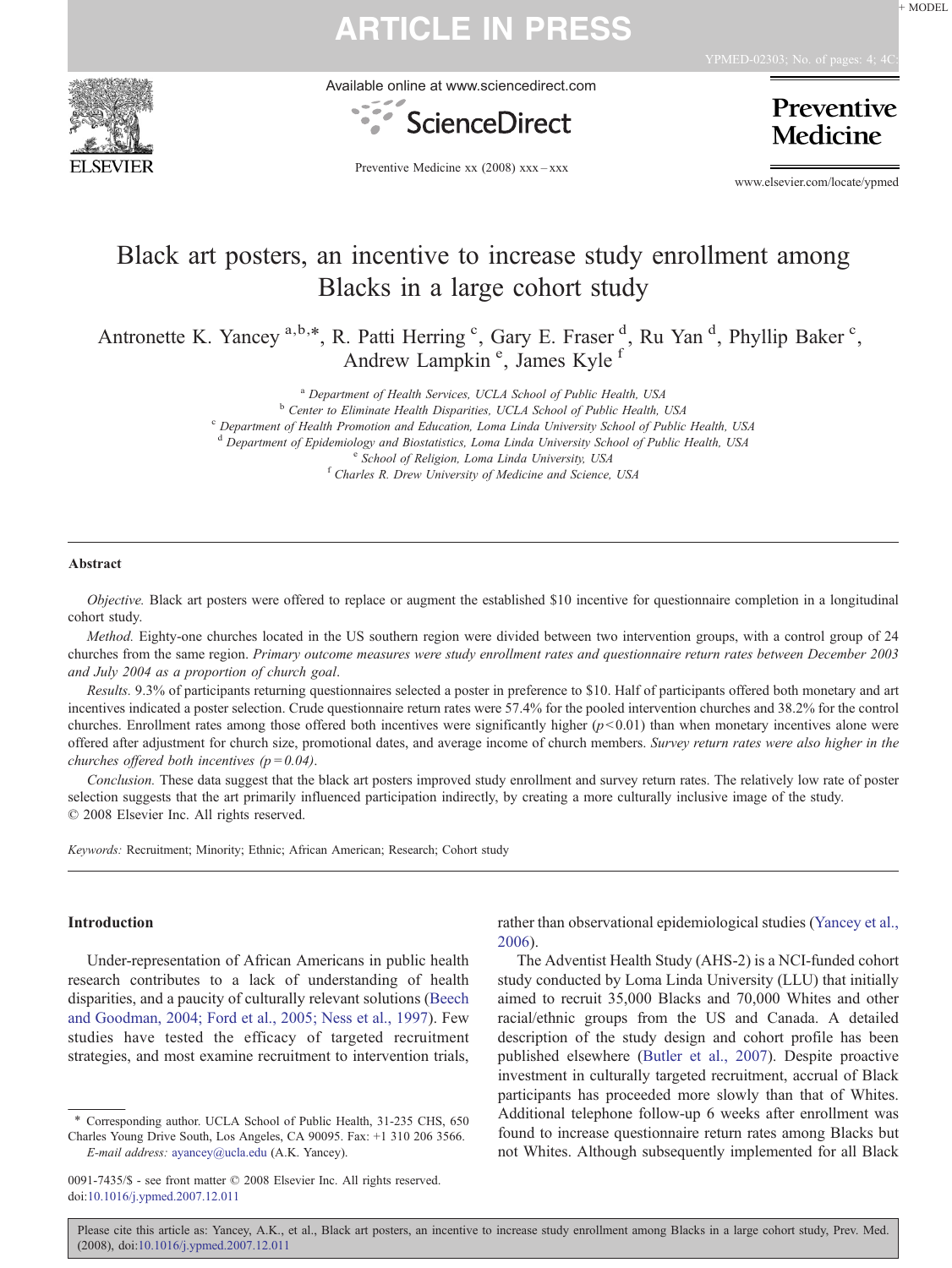# Black art posters, an incentive to increase study enrollment among Blacks in a large cohort study

Antronette K. Yancey [a,b,*], R. Patti Herring [c], Gary E. Fraser [d], Ru Yan [d], Phyllip Baker [c], Andrew Lampkin [e], James Kyle [f]

[a] Department of Health Services, UCLA School of Public Health, USA
[b] Center to Eliminate Health Disparities, UCLA School of Public Health, USA
[c] Department of Health Promotion and Education, Loma Linda University School of Public Health, USA
[d] Department of Epidemiology and Biostatistics, Loma Linda University School of Public Health, USA
[e] School of Religion, Loma Linda University, USA
[f] Charles R. Drew University of Medicine and Science, USA

## Abstract

*Objective.* Black art posters were offered to replace or augment the established $10 incentive for questionnaire completion in a longitudinal cohort study.

*Method.* Eighty-one churches located in the US southern region were divided between two intervention groups, with a control group of 24 churches from the same region. *Primary outcome measures were study enrollment rates and questionnaire return rates between December 2003 and July 2004 as a proportion of church goal.*

*Results.* 9.3% of participants returning questionnaires selected a poster in preference to $10. Half of participants offered both monetary and art incentives indicated a poster selection. Crude questionnaire return rates were 57.4% for the pooled intervention churches and 38.2% for the control churches. Enrollment rates among those offered both incentives were significantly higher ($p<0.01$) than when monetary incentives alone were offered after adjustment for church size, promotional dates, and average income of church members. *Survey return rates were also higher in the churches offered both incentives ($p=0.04$).*

*Conclusion.* These data suggest that the black art posters improved study enrollment and survey return rates. The relatively low rate of poster selection suggests that the art primarily influenced participation indirectly, by creating a more culturally inclusive image of the study.
© 2008 Elsevier Inc. All rights reserved.

*Keywords:* Recruitment; Minority; Ethnic; African American; Research; Cohort study

## Introduction

Under-representation of African Americans in public health research contributes to a lack of understanding of health disparities, and a paucity of culturally relevant solutions (Beech and Goodman, 2004; Ford et al., 2005; Ness et al., 1997). Few studies have tested the efficacy of targeted recruitment strategies, and most examine recruitment to intervention trials, rather than observational epidemiological studies (Yancey et al., 2006).

The Adventist Health Study (AHS-2) is a NCI-funded cohort study conducted by Loma Linda University (LLU) that initially aimed to recruit 35,000 Blacks and 70,000 Whites and other racial/ethnic groups from the US and Canada. A detailed description of the study design and cohort profile has been published elsewhere (Butler et al., 2007). Despite proactive investment in culturally targeted recruitment, accrual of Black participants has proceeded more slowly than that of Whites. Additional telephone follow-up 6 weeks after enrollment was found to increase questionnaire return rates among Blacks but not Whites. Although subsequently implemented for all Black

\* Corresponding author. UCLA School of Public Health, 31-235 CHS, 650 Charles Young Drive South, Los Angeles, CA 90095. Fax: +1 310 206 3566.
*E-mail address:* ayancey@ucla.edu (A.K. Yancey).

0091-7435/$ - see front matter © 2008 Elsevier Inc. All rights reserved.
doi:10.1016/j.ypmed.2007.12.011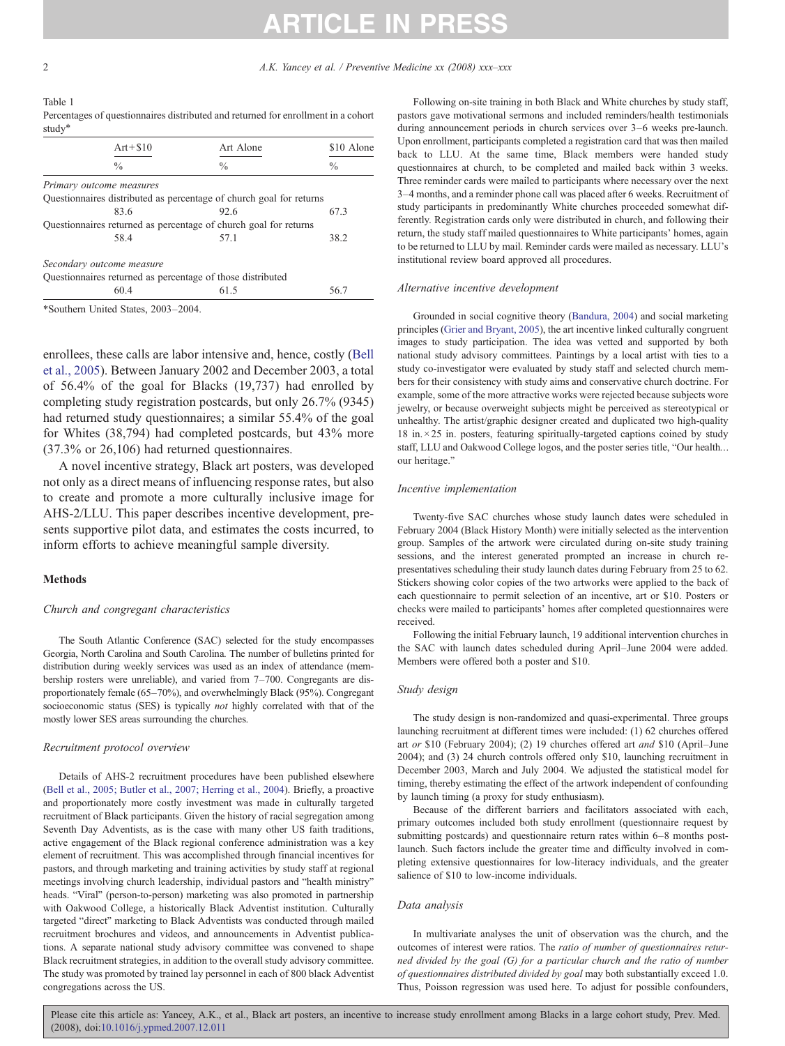Table 1
Percentages of questionnaires distributed and returned for enrollment in a cohort study*

| | Art + $10 | Art Alone | $10 Alone |
|---|---|---|---|
| | % | % | % |
| *Primary outcome measures* | | | |
| Questionnaires distributed as percentage of church goal for returns | | | |
| | 83.6 | 92.6 | 67.3 |
| Questionnaires returned as percentage of church goal for returns | | | |
| | 58.4 | 57.1 | 38.2 |
| *Secondary outcome measure* | | | |
| Questionnaires returned as percentage of those distributed | | | |
| | 60.4 | 61.5 | 56.7 |

*Southern United States, 2003–2004.

enrollees, these calls are labor intensive and, hence, costly (Bell et al., 2005). Between January 2002 and December 2003, a total of 56.4% of the goal for Blacks (19,737) had enrolled by completing study registration postcards, but only 26.7% (9345) had returned study questionnaires; a similar 55.4% of the goal for Whites (38,794) had completed postcards, but 43% more (37.3% or 26,106) had returned questionnaires.

A novel incentive strategy, Black art posters, was developed not only as a direct means of influencing response rates, but also to create and promote a more culturally inclusive image for AHS-2/LLU. This paper describes incentive development, presents supportive pilot data, and estimates the costs incurred, to inform efforts to achieve meaningful sample diversity.

## Methods

### *Church and congregant characteristics*

The South Atlantic Conference (SAC) selected for the study encompasses Georgia, North Carolina and South Carolina. The number of bulletins printed for distribution during weekly services was used as an index of attendance (membership rosters were unreliable), and varied from 7–700. Congregants are disproportionately female (65–70%), and overwhelmingly Black (95%). Congregant socioeconomic status (SES) is typically *not* highly correlated with that of the mostly lower SES areas surrounding the churches.

### *Recruitment protocol overview*

Details of AHS-2 recruitment procedures have been published elsewhere (Bell et al., 2005; Butler et al., 2007; Herring et al., 2004). Briefly, a proactive and proportionately more costly investment was made in culturally targeted recruitment of Black participants. Given the history of racial segregation among Seventh Day Adventists, as is the case with many other US faith traditions, active engagement of the Black regional conference administration was a key element of recruitment. This was accomplished through financial incentives for pastors, and through marketing and training activities by study staff at regional meetings involving church leadership, individual pastors and "health ministry" heads. "Viral" (person-to-person) marketing was also promoted in partnership with Oakwood College, a historically Black Adventist institution. Culturally targeted "direct" marketing to Black Adventists was conducted through mailed recruitment brochures and videos, and announcements in Adventist publications. A separate national study advisory committee was convened to shape Black recruitment strategies, in addition to the overall study advisory committee. The study was promoted by trained lay personnel in each of 800 black Adventist congregations across the US.

Following on-site training in both Black and White churches by study staff, pastors gave motivational sermons and included reminders/health testimonials during announcement periods in church services over 3–6 weeks pre-launch. Upon enrollment, participants completed a registration card that was then mailed back to LLU. At the same time, Black members were handed study questionnaires at church, to be completed and mailed back within 3 weeks. Three reminder cards were mailed to participants where necessary over the next 3–4 months, and a reminder phone call was placed after 6 weeks. Recruitment of study participants in predominantly White churches proceeded somewhat differently. Registration cards only were distributed in church, and following their return, the study staff mailed questionnaires to White participants' homes, again to be returned to LLU by mail. Reminder cards were mailed as necessary. LLU's institutional review board approved all procedures.

### *Alternative incentive development*

Grounded in social cognitive theory (Bandura, 2004) and social marketing principles (Grier and Bryant, 2005), the art incentive linked culturally congruent images to study participation. The idea was vetted and supported by both national study advisory committees. Paintings by a local artist with ties to a study co-investigator were evaluated by study staff and selected church members for their consistency with study aims and conservative church doctrine. For example, some of the more attractive works were rejected because subjects wore jewelry, or because overweight subjects might be perceived as stereotypical or unhealthy. The artist/graphic designer created and duplicated two high-quality 18 in.×25 in. posters, featuring spiritually-targeted captions coined by study staff, LLU and Oakwood College logos, and the poster series title, "Our health… our heritage."

### *Incentive implementation*

Twenty-five SAC churches whose study launch dates were scheduled in February 2004 (Black History Month) were initially selected as the intervention group. Samples of the artwork were circulated during on-site study training sessions, and the interest generated prompted an increase in church representatives scheduling their study launch dates during February from 25 to 62. Stickers showing color copies of the two artworks were applied to the back of each questionnaire to permit selection of an incentive, art or $10. Posters or checks were mailed to participants' homes after completed questionnaires were received.

Following the initial February launch, 19 additional intervention churches in the SAC with launch dates scheduled during April–June 2004 were added. Members were offered both a poster and $10.

### *Study design*

The study design is non-randomized and quasi-experimental. Three groups launching recruitment at different times were included: (1) 62 churches offered art *or* $10 (February 2004); (2) 19 churches offered art *and* $10 (April–June 2004); and (3) 24 church controls offered only $10, launching recruitment in December 2003, March and July 2004. We adjusted the statistical model for timing, thereby estimating the effect of the artwork independent of confounding by launch timing (a proxy for study enthusiasm).

Because of the different barriers and facilitators associated with each, primary outcomes included both study enrollment (questionnaire request by submitting postcards) and questionnaire return rates within 6–8 months post-launch. Such factors include the greater time and difficulty involved in completing extensive questionnaires for low-literacy individuals, and the greater salience of $10 to low-income individuals.

### *Data analysis*

In multivariate analyses the unit of observation was the church, and the outcomes of interest were ratios. The *ratio of number of questionnaires returned divided by the goal (G) for a particular church and the ratio of number of questionnaires distributed divided by goal* may both substantially exceed 1.0. Thus, Poisson regression was used here. To adjust for possible confounders,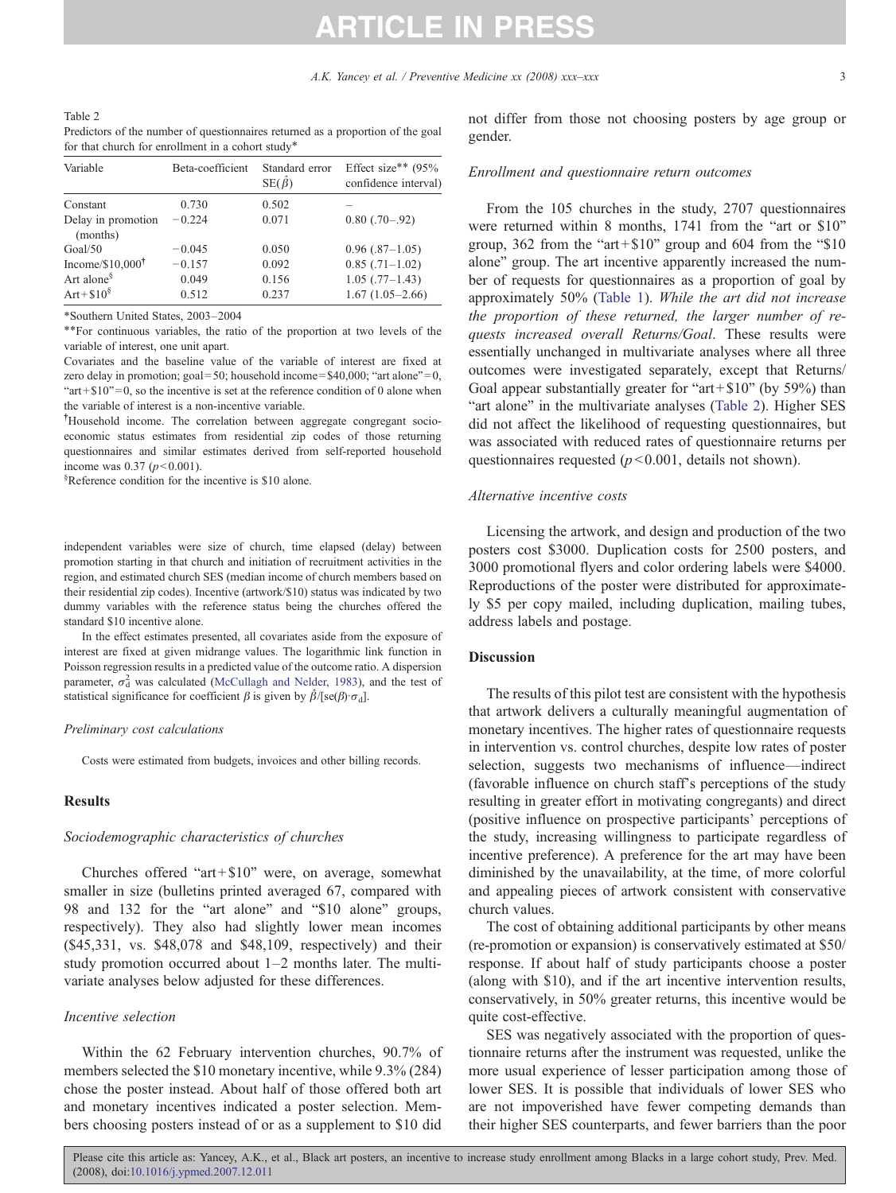Table 2
Predictors of the number of questionnaires returned as a proportion of the goal for that church for enrollment in a cohort study*

| Variable | Beta-coefficient | Standard error $SE(\hat{\beta})$ | Effect size** (95% confidence interval) |
|---|---|---|---|
| Constant | 0.730 | 0.502 | – |
| Delay in promotion (months) | −0.224 | 0.071 | 0.80 (.70–.92) |
| Goal/50 | −0.045 | 0.050 | 0.96 (.87–1.05) |
| Income/$10,000[†] | −0.157 | 0.092 | 0.85 (.71–1.02) |
| Art alone[§] | 0.049 | 0.156 | 1.05 (.77–1.43) |
| Art+$10[§] | 0.512 | 0.237 | 1.67 (1.05–2.66) |

*Southern United States, 2003–2004

**For continuous variables, the ratio of the proportion at two levels of the variable of interest, one unit apart.

Covariates and the baseline value of the variable of interest are fixed at zero delay in promotion; goal = 50; household income = $40,000; "art alone" = 0, "art + $10" = 0, so the incentive is set at the reference condition of 0 alone when the variable of interest is a non-incentive variable.

[†]Household income. The correlation between aggregate congregant socioeconomic status estimates from residential zip codes of those returning questionnaires and similar estimates derived from self-reported household income was 0.37 ($p<0.001$).

[§]Reference condition for the incentive is $10 alone.

independent variables were size of church, time elapsed (delay) between promotion starting in that church and initiation of recruitment activities in the region, and estimated church SES (median income of church members based on their residential zip codes). Incentive (artwork/$10) status was indicated by two dummy variables with the reference status being the churches offered the standard $10 incentive alone.

In the effect estimates presented, all covariates aside from the exposure of interest are fixed at given midrange values. The logarithmic link function in Poisson regression results in a predicted value of the outcome ratio. A dispersion parameter, $\sigma_d^2$ was calculated (McCullagh and Nelder, 1983), and the test of statistical significance for coefficient $\beta$ is given by $\hat{\beta}/[\text{se}(\beta)\cdot\sigma_d]$.

### Preliminary cost calculations

Costs were estimated from budgets, invoices and other billing records.

## Results

### Sociodemographic characteristics of churches

Churches offered "art + $10" were, on average, somewhat smaller in size (bulletins printed averaged 67, compared with 98 and 132 for the "art alone" and "$10 alone" groups, respectively). They also had slightly lower mean incomes ($45,331, vs. $48,078 and $48,109, respectively) and their study promotion occurred about 1–2 months later. The multivariate analyses below adjusted for these differences.

### Incentive selection

Within the 62 February intervention churches, 90.7% of members selected the $10 monetary incentive, while 9.3% (284) chose the poster instead. About half of those offered both art and monetary incentives indicated a poster selection. Members choosing posters instead of or as a supplement to $10 did not differ from those not choosing posters by age group or gender.

### Enrollment and questionnaire return outcomes

From the 105 churches in the study, 2707 questionnaires were returned within 8 months, 1741 from the "art or $10" group, 362 from the "art + $10" group and 604 from the "$10 alone" group. The art incentive apparently increased the number of requests for questionnaires as a proportion of goal by approximately 50% (Table 1). *While the art did not increase the proportion of these returned, the larger number of requests increased overall Returns/Goal*. These results were essentially unchanged in multivariate analyses where all three outcomes were investigated separately, except that Returns/Goal appear substantially greater for "art + $10" (by 59%) than "art alone" in the multivariate analyses (Table 2). Higher SES did not affect the likelihood of requesting questionnaires, but was associated with reduced rates of questionnaire returns per questionnaires requested ($p<0.001$, details not shown).

### Alternative incentive costs

Licensing the artwork, and design and production of the two posters cost $3000. Duplication costs for 2500 posters, and 3000 promotional flyers and color ordering labels were $4000. Reproductions of the poster were distributed for approximately $5 per copy mailed, including duplication, mailing tubes, address labels and postage.

## Discussion

The results of this pilot test are consistent with the hypothesis that artwork delivers a culturally meaningful augmentation of monetary incentives. The higher rates of questionnaire requests in intervention vs. control churches, despite low rates of poster selection, suggests two mechanisms of influence—indirect (favorable influence on church staff's perceptions of the study resulting in greater effort in motivating congregants) and direct (positive influence on prospective participants' perceptions of the study, increasing willingness to participate regardless of incentive preference). A preference for the art may have been diminished by the unavailability, at the time, of more colorful and appealing pieces of artwork consistent with conservative church values.

The cost of obtaining additional participants by other means (re-promotion or expansion) is conservatively estimated at $50/response. If about half of study participants choose a poster (along with $10), and if the art incentive intervention results, conservatively, in 50% greater returns, this incentive would be quite cost-effective.

SES was negatively associated with the proportion of questionnaire returns after the instrument was requested, unlike the more usual experience of lesser participation among those of lower SES. It is possible that individuals of lower SES who are not impoverished have fewer competing demands than their higher SES counterparts, and fewer barriers than the poor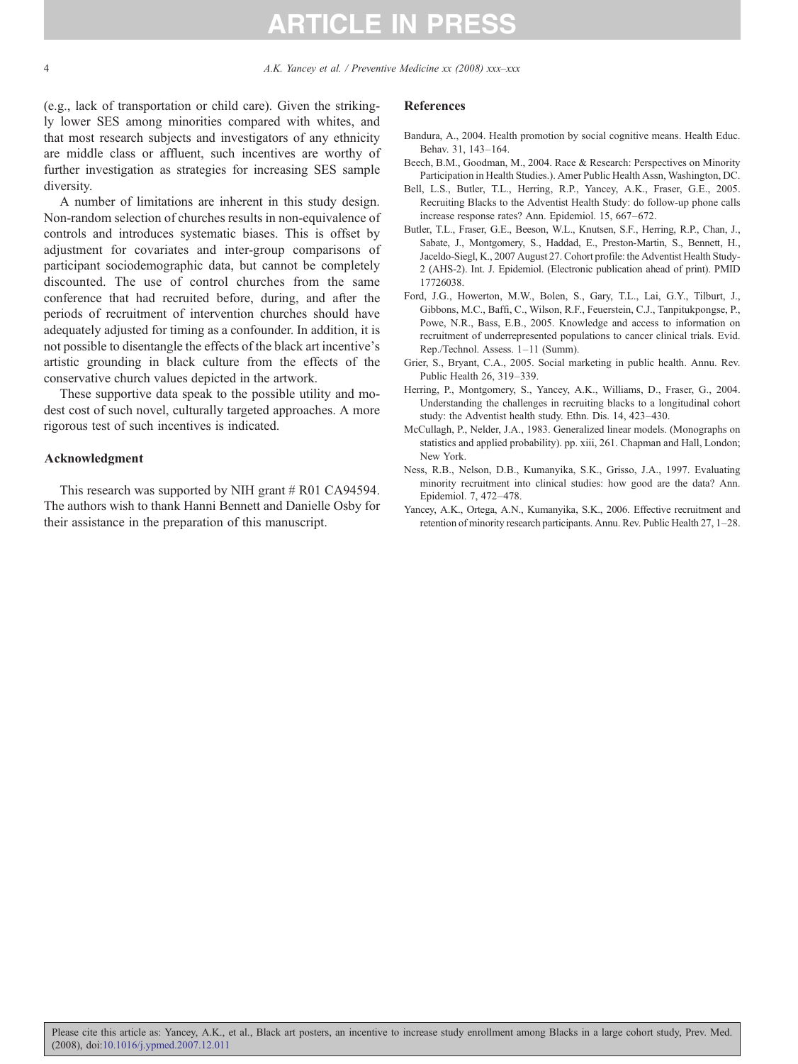(e.g., lack of transportation or child care). Given the strikingly lower SES among minorities compared with whites, and that most research subjects and investigators of any ethnicity are middle class or affluent, such incentives are worthy of further investigation as strategies for increasing SES sample diversity.

A number of limitations are inherent in this study design. Non-random selection of churches results in non-equivalence of controls and introduces systematic biases. This is offset by adjustment for covariates and inter-group comparisons of participant sociodemographic data, but cannot be completely discounted. The use of control churches from the same conference that had recruited before, during, and after the periods of recruitment of intervention churches should have adequately adjusted for timing as a confounder. In addition, it is not possible to disentangle the effects of the black art incentive's artistic grounding in black culture from the effects of the conservative church values depicted in the artwork.

These supportive data speak to the possible utility and modest cost of such novel, culturally targeted approaches. A more rigorous test of such incentives is indicated.

## Acknowledgment

This research was supported by NIH grant # R01 CA94594. The authors wish to thank Hanni Bennett and Danielle Osby for their assistance in the preparation of this manuscript.

## References

Bandura, A., 2004. Health promotion by social cognitive means. Health Educ. Behav. 31, 143–164.

Beech, B.M., Goodman, M., 2004. Race & Research: Perspectives on Minority Participation in Health Studies.). Amer Public Health Assn, Washington, DC.

Bell, L.S., Butler, T.L., Herring, R.P., Yancey, A.K., Fraser, G.E., 2005. Recruiting Blacks to the Adventist Health Study: do follow-up phone calls increase response rates? Ann. Epidemiol. 15, 667–672.

Butler, T.L., Fraser, G.E., Beeson, W.L., Knutsen, S.F., Herring, R.P., Chan, J., Sabate, J., Montgomery, S., Haddad, E., Preston-Martin, S., Bennett, H., Jaceldo-Siegl, K., 2007 August 27. Cohort profile: the Adventist Health Study-2 (AHS-2). Int. J. Epidemiol. (Electronic publication ahead of print). PMID 17726038.

Ford, J.G., Howerton, M.W., Bolen, S., Gary, T.L., Lai, G.Y., Tilburt, J., Gibbons, M.C., Baffi, C., Wilson, R.F., Feuerstein, C.J., Tanpitukpongse, P., Powe, N.R., Bass, E.B., 2005. Knowledge and access to information on recruitment of underrepresented populations to cancer clinical trials. Evid. Rep./Technol. Assess. 1–11 (Summ).

Grier, S., Bryant, C.A., 2005. Social marketing in public health. Annu. Rev. Public Health 26, 319–339.

Herring, P., Montgomery, S., Yancey, A.K., Williams, D., Fraser, G., 2004. Understanding the challenges in recruiting blacks to a longitudinal cohort study: the Adventist health study. Ethn. Dis. 14, 423–430.

McCullagh, P., Nelder, J.A., 1983. Generalized linear models. (Monographs on statistics and applied probability). pp. xiii, 261. Chapman and Hall, London; New York.

Ness, R.B., Nelson, D.B., Kumanyika, S.K., Grisso, J.A., 1997. Evaluating minority recruitment into clinical studies: how good are the data? Ann. Epidemiol. 7, 472–478.

Yancey, A.K., Ortega, A.N., Kumanyika, S.K., 2006. Effective recruitment and retention of minority research participants. Annu. Rev. Public Health 27, 1–28.